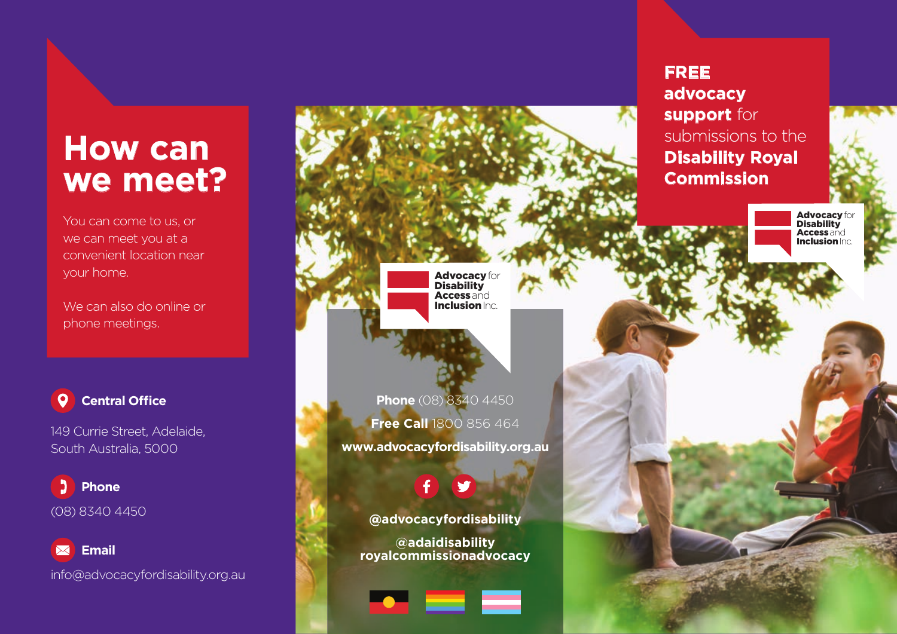# How can we meet?

You can come to us, or we can meet you at a convenient location near your home.

We can also do online or phone meetings.

**Central Office**

149 Currie Street, Adelaide, South Australia, 5000

**Phone**

(08) 8340 4450

**Email**

info@advocacyfordisability.org.au

**Advocacy** for **Disability Access** and **Inclusion** Inc.

**Phone** (08) 8340 4450

**Free Call** 1800 856 464

**www.advocacyfordisability.org.au**

**@advocacyfordisability**

**@adaidisability**
**royalcommissionadvocacy**

**FREE advocacy support** for submissions to the **Disability Royal Commission**

**Advocacy** for **Disability Access** and **Inclusion** Inc.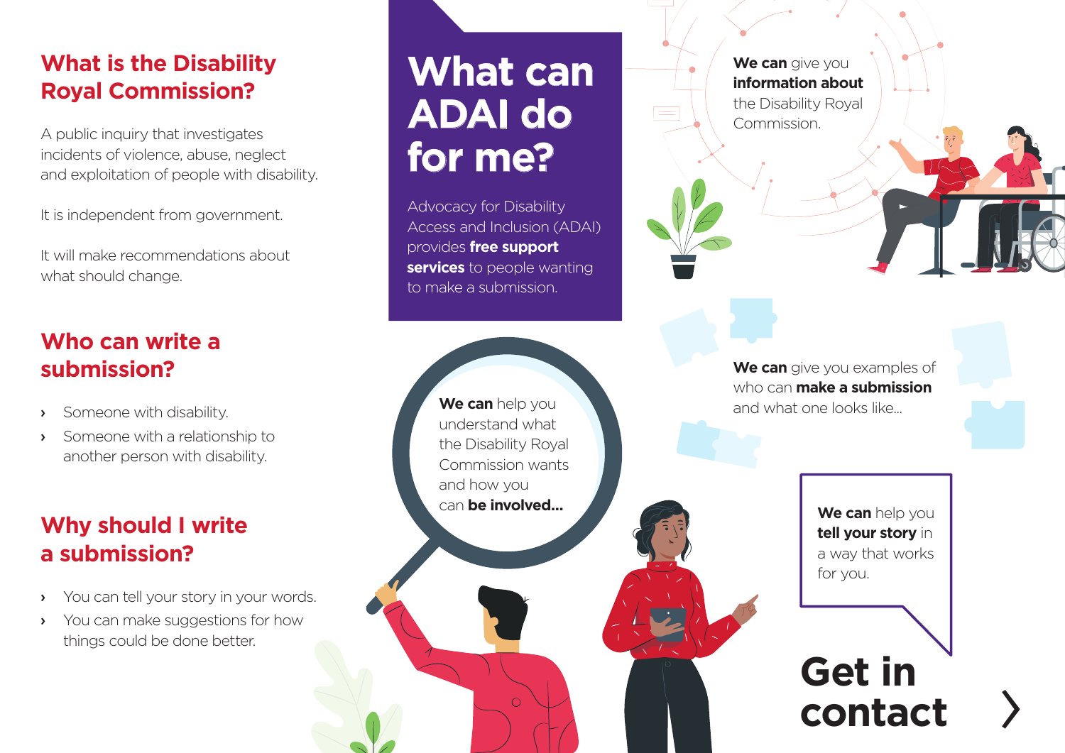## What is the Disability Royal Commission?

A public inquiry that investigates incidents of violence, abuse, neglect and exploitation of people with disability.

It is independent from government.

It will make recommendations about what should change.

## Who can write a submission?

- Someone with disability.
- Someone with a relationship to another person with disability.

## Why should I write a submission?

- You can tell your story in your words.
- You can make suggestions for how things could be done better.

# What can ADAI do for me?

Advocacy for Disability Access and Inclusion (ADAI) provides **free support services** to people wanting to make a submission.

**We can** give you **information about** the Disability Royal Commission.

**We can** help you understand what the Disability Royal Commission wants and how you can **be involved...**

**We can** give you examples of who can **make a submission** and what one looks like...

**We can** help you **tell your story** in a way that works for you.

# Get in contact